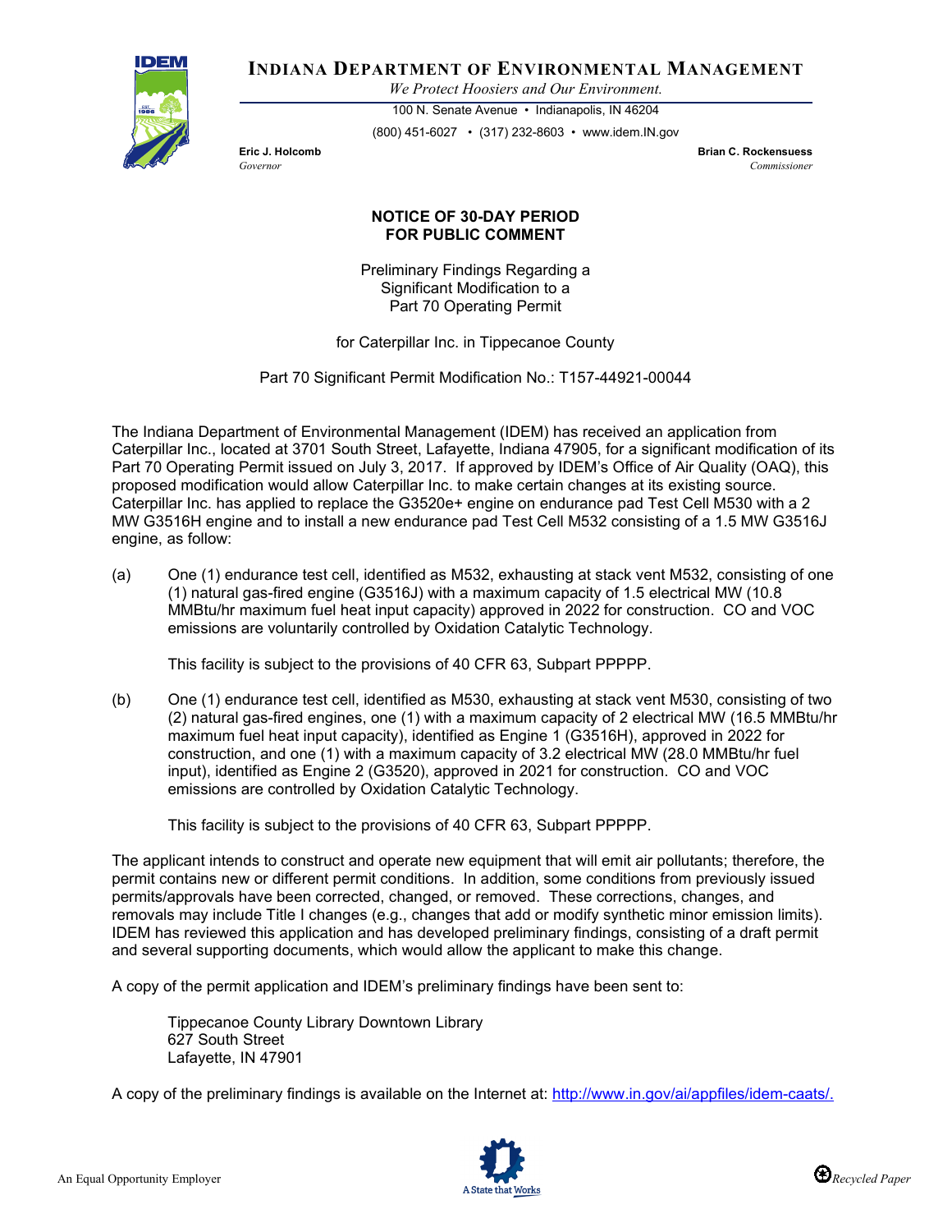# INDIANA DEPARTMENT OF ENVIRONMENTAL MANAGEMENT

*We Protect Hoosiers and Our Environment.*

100 N. Senate Avenue • Indianapolis, IN 46204

(800) 451-6027 • (317) 232-8603 • www.idem.IN.gov

**Eric J. Holcomb**
*Governor*

**Brian C. Rockensuess**
*Commissioner*

## NOTICE OF 30-DAY PERIOD FOR PUBLIC COMMENT

Preliminary Findings Regarding a Significant Modification to a Part 70 Operating Permit

for Caterpillar Inc. in Tippecanoe County

Part 70 Significant Permit Modification No.: T157-44921-00044

The Indiana Department of Environmental Management (IDEM) has received an application from Caterpillar Inc., located at 3701 South Street, Lafayette, Indiana 47905, for a significant modification of its Part 70 Operating Permit issued on July 3, 2017. If approved by IDEM's Office of Air Quality (OAQ), this proposed modification would allow Caterpillar Inc. to make certain changes at its existing source. Caterpillar Inc. has applied to replace the G3520e+ engine on endurance pad Test Cell M530 with a 2 MW G3516H engine and to install a new endurance pad Test Cell M532 consisting of a 1.5 MW G3516J engine, as follow:

(a) One (1) endurance test cell, identified as M532, exhausting at stack vent M532, consisting of one (1) natural gas-fired engine (G3516J) with a maximum capacity of 1.5 electrical MW (10.8 MMBtu/hr maximum fuel heat input capacity) approved in 2022 for construction. CO and VOC emissions are voluntarily controlled by Oxidation Catalytic Technology.

This facility is subject to the provisions of 40 CFR 63, Subpart PPPPP.

(b) One (1) endurance test cell, identified as M530, exhausting at stack vent M530, consisting of two (2) natural gas-fired engines, one (1) with a maximum capacity of 2 electrical MW (16.5 MMBtu/hr maximum fuel heat input capacity), identified as Engine 1 (G3516H), approved in 2022 for construction, and one (1) with a maximum capacity of 3.2 electrical MW (28.0 MMBtu/hr fuel input), identified as Engine 2 (G3520), approved in 2021 for construction. CO and VOC emissions are controlled by Oxidation Catalytic Technology.

This facility is subject to the provisions of 40 CFR 63, Subpart PPPPP.

The applicant intends to construct and operate new equipment that will emit air pollutants; therefore, the permit contains new or different permit conditions. In addition, some conditions from previously issued permits/approvals have been corrected, changed, or removed. These corrections, changes, and removals may include Title I changes (e.g., changes that add or modify synthetic minor emission limits). IDEM has reviewed this application and has developed preliminary findings, consisting of a draft permit and several supporting documents, which would allow the applicant to make this change.

A copy of the permit application and IDEM's preliminary findings have been sent to:

Tippecanoe County Library Downtown Library
627 South Street
Lafayette, IN 47901

A copy of the preliminary findings is available on the Internet at: http://www.in.gov/ai/appfiles/idem-caats/.

An Equal Opportunity Employer

A State that Works

Recycled Paper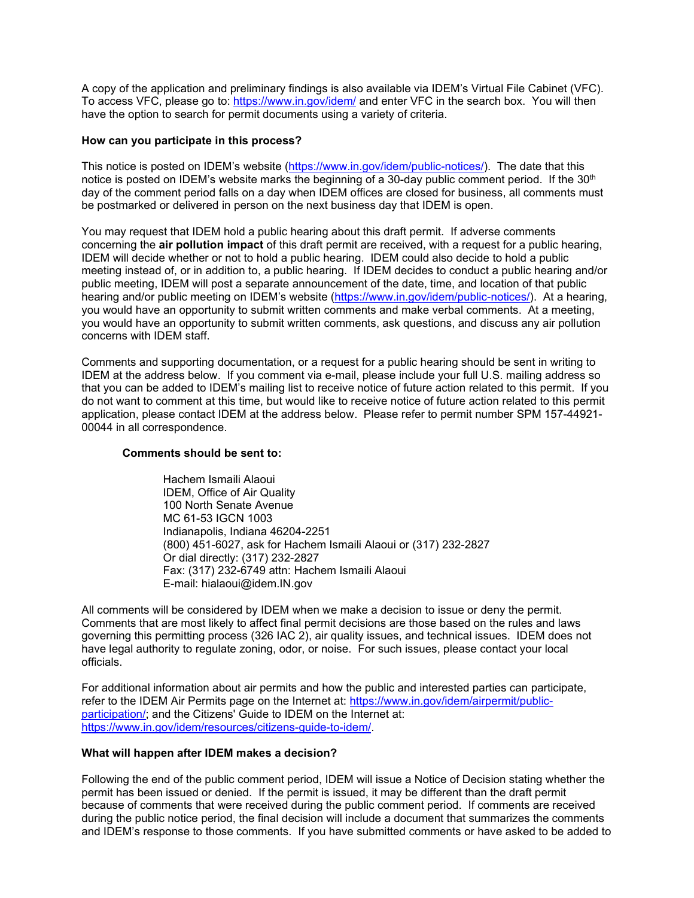A copy of the application and preliminary findings is also available via IDEM's Virtual File Cabinet (VFC). To access VFC, please go to: https://www.in.gov/idem/ and enter VFC in the search box. You will then have the option to search for permit documents using a variety of criteria.

**How can you participate in this process?**

This notice is posted on IDEM's website (https://www.in.gov/idem/public-notices/). The date that this notice is posted on IDEM's website marks the beginning of a 30-day public comment period. If the 30th day of the comment period falls on a day when IDEM offices are closed for business, all comments must be postmarked or delivered in person on the next business day that IDEM is open.

You may request that IDEM hold a public hearing about this draft permit. If adverse comments concerning the **air pollution impact** of this draft permit are received, with a request for a public hearing, IDEM will decide whether or not to hold a public hearing. IDEM could also decide to hold a public meeting instead of, or in addition to, a public hearing. If IDEM decides to conduct a public hearing and/or public meeting, IDEM will post a separate announcement of the date, time, and location of that public hearing and/or public meeting on IDEM's website (https://www.in.gov/idem/public-notices/). At a hearing, you would have an opportunity to submit written comments and make verbal comments. At a meeting, you would have an opportunity to submit written comments, ask questions, and discuss any air pollution concerns with IDEM staff.

Comments and supporting documentation, or a request for a public hearing should be sent in writing to IDEM at the address below. If you comment via e-mail, please include your full U.S. mailing address so that you can be added to IDEM's mailing list to receive notice of future action related to this permit. If you do not want to comment at this time, but would like to receive notice of future action related to this permit application, please contact IDEM at the address below. Please refer to permit number SPM 157-44921-00044 in all correspondence.

**Comments should be sent to:**

Hachem Ismaili Alaoui
IDEM, Office of Air Quality
100 North Senate Avenue
MC 61-53 IGCN 1003
Indianapolis, Indiana 46204-2251
(800) 451-6027, ask for Hachem Ismaili Alaoui or (317) 232-2827
Or dial directly: (317) 232-2827
Fax: (317) 232-6749 attn: Hachem Ismaili Alaoui
E-mail: hialaoui@idem.IN.gov

All comments will be considered by IDEM when we make a decision to issue or deny the permit. Comments that are most likely to affect final permit decisions are those based on the rules and laws governing this permitting process (326 IAC 2), air quality issues, and technical issues. IDEM does not have legal authority to regulate zoning, odor, or noise. For such issues, please contact your local officials.

For additional information about air permits and how the public and interested parties can participate, refer to the IDEM Air Permits page on the Internet at: https://www.in.gov/idem/airpermit/public-participation/; and the Citizens' Guide to IDEM on the Internet at: https://www.in.gov/idem/resources/citizens-guide-to-idem/.

**What will happen after IDEM makes a decision?**

Following the end of the public comment period, IDEM will issue a Notice of Decision stating whether the permit has been issued or denied. If the permit is issued, it may be different than the draft permit because of comments that were received during the public comment period. If comments are received during the public notice period, the final decision will include a document that summarizes the comments and IDEM's response to those comments. If you have submitted comments or have asked to be added to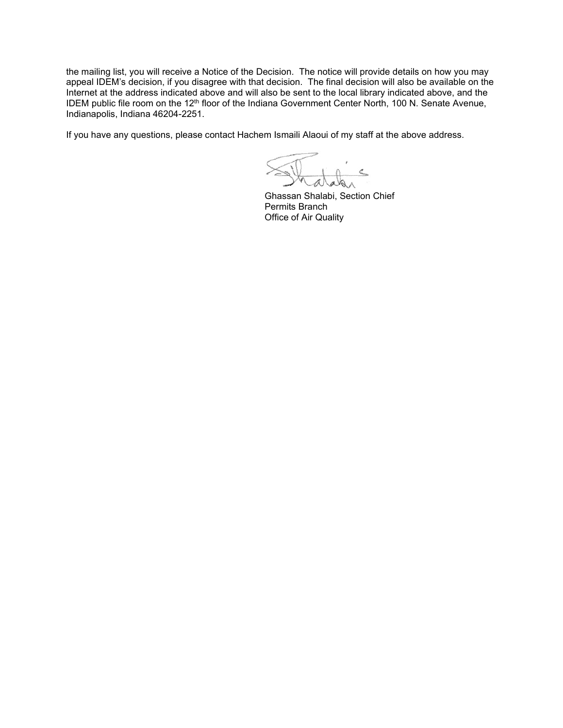the mailing list, you will receive a Notice of the Decision. The notice will provide details on how you may appeal IDEM's decision, if you disagree with that decision. The final decision will also be available on the Internet at the address indicated above and will also be sent to the local library indicated above, and the IDEM public file room on the 12th floor of the Indiana Government Center North, 100 N. Senate Avenue, Indianapolis, Indiana 46204-2251.

If you have any questions, please contact Hachem Ismaili Alaoui of my staff at the above address.

Ghassan Shalabi, Section Chief
Permits Branch
Office of Air Quality